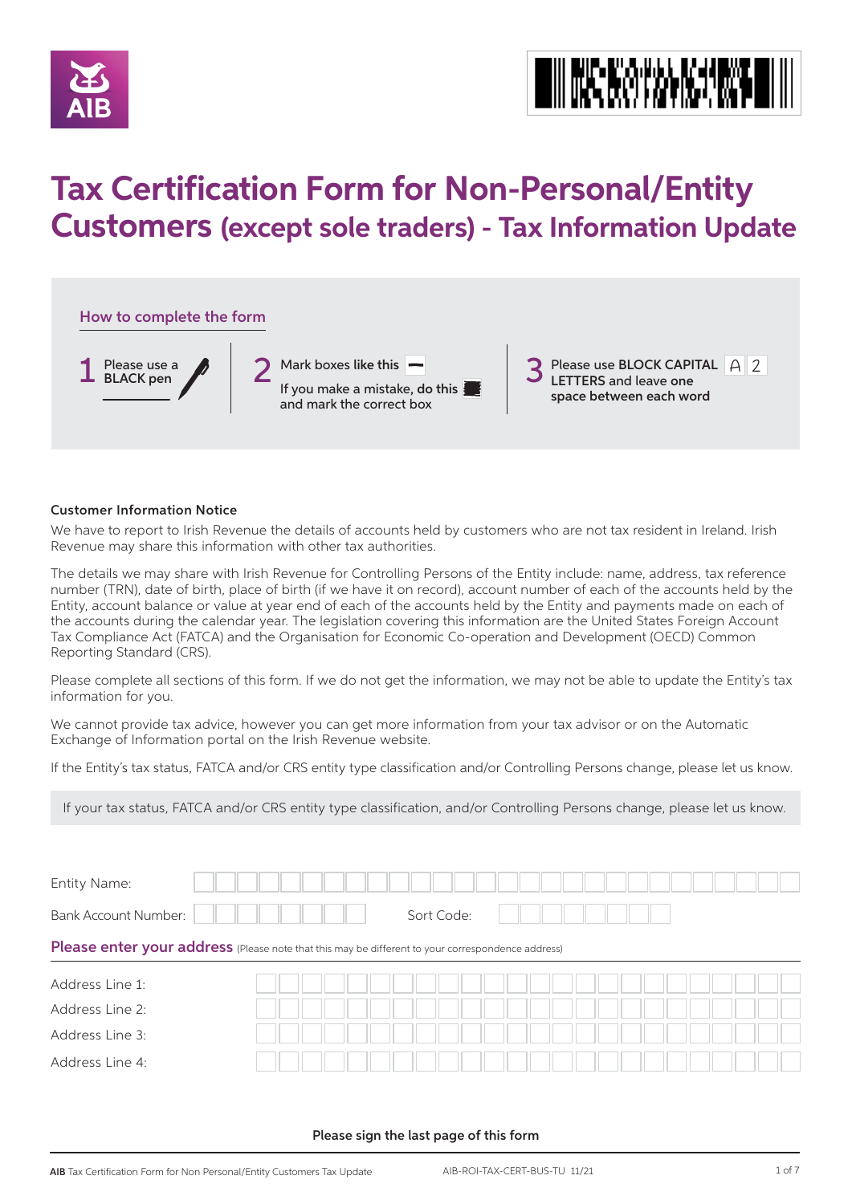# Tax Certification Form for Non-Personal/Entity Customers (except sole traders) - Tax Information Update

## How to complete the form

1. Please use a BLACK pen
2. Mark boxes like this. If you make a mistake, do this and mark the correct box
3. Please use **BLOCK CAPITAL LETTERS** and leave one space between each word

### Customer Information Notice

We have to report to Irish Revenue the details of accounts held by customers who are not tax resident in Ireland. Irish Revenue may share this information with other tax authorities.

The details we may share with Irish Revenue for Controlling Persons of the Entity include: name, address, tax reference number (TRN), date of birth, place of birth (if we have it on record), account number of each of the accounts held by the Entity, account balance or value at year end of each of the accounts held by the Entity and payments made on each of the accounts during the calendar year. The legislation covering this information are the United States Foreign Account Tax Compliance Act (FATCA) and the Organisation for Economic Co-operation and Development (OECD) Common Reporting Standard (CRS).

Please complete all sections of this form. If we do not get the information, we may not be able to update the Entity's tax information for you.

We cannot provide tax advice, however you can get more information from your tax advisor or on the Automatic Exchange of Information portal on the Irish Revenue website.

If the Entity's tax status, FATCA and/or CRS entity type classification and/or Controlling Persons change, please let us know.

If your tax status, FATCA and/or CRS entity type classification, and/or Controlling Persons change, please let us know.

Entity Name:

Bank Account Number: Sort Code:

**Please enter your address** (Please note that this may be different to your correspondence address)

Address Line 1:

Address Line 2:

Address Line 3:

Address Line 4:

**Please sign the last page of this form**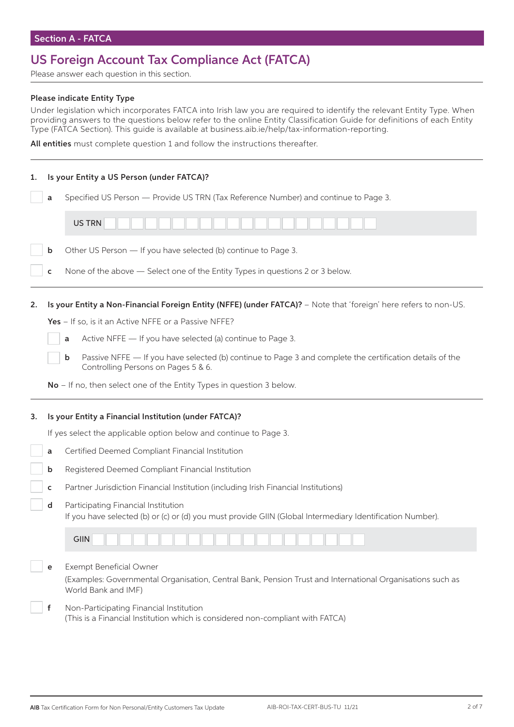## Section A - FATCA

# US Foreign Account Tax Compliance Act (FATCA)

Please answer each question in this section.

---

**Please indicate Entity Type**

Under legislation which incorporates FATCA into Irish law you are required to identify the relevant Entity Type. When providing answers to the questions below refer to the online Entity Classification Guide for definitions of each Entity Type (FATCA Section). This guide is available at business.aib.ie/help/tax-information-reporting.

**All entities** must complete question 1 and follow the instructions thereafter.

---

**1. Is your Entity a US Person (under FATCA)?**

- ☐ **a** Specified US Person — Provide US TRN (Tax Reference Number) and continue to Page 3.

  US TRN ______________________

- ☐ **b** Other US Person — If you have selected (b) continue to Page 3.
- ☐ **c** None of the above — Select one of the Entity Types in questions 2 or 3 below.

---

**2. Is your Entity a Non-Financial Foreign Entity (NFFE) (under FATCA)?** – Note that 'foreign' here refers to non-US.

**Yes** – If so, is it an Active NFFE or a Passive NFFE?

- ☐ **a** Active NFFE — If you have selected (a) continue to Page 3.
- ☐ **b** Passive NFFE — If you have selected (b) continue to Page 3 and complete the certification details of the Controlling Persons on Pages 5 & 6.

**No** – If no, then select one of the Entity Types in question 3 below.

---

**3. Is your Entity a Financial Institution (under FATCA)?**

If yes select the applicable option below and continue to Page 3.

- ☐ **a** Certified Deemed Compliant Financial Institution
- ☐ **b** Registered Deemed Compliant Financial Institution
- ☐ **c** Partner Jurisdiction Financial Institution (including Irish Financial Institutions)
- ☐ **d** Participating Financial Institution  
  If you have selected (b) or (c) or (d) you must provide GIIN (Global Intermediary Identification Number).

  GIIN ______________________

- ☐ **e** Exempt Beneficial Owner  
  (Examples: Governmental Organisation, Central Bank, Pension Trust and International Organisations such as World Bank and IMF)
- ☐ **f** Non-Participating Financial Institution  
  (This is a Financial Institution which is considered non-compliant with FATCA)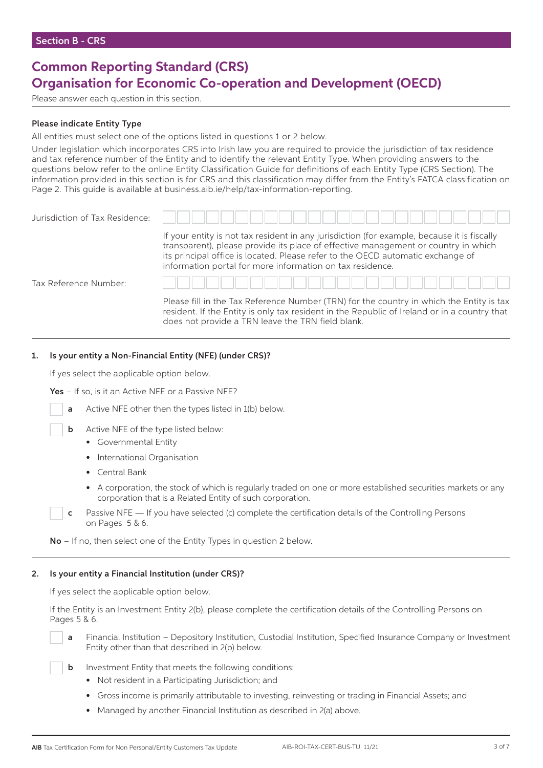Section B - CRS

# Common Reporting Standard (CRS)
# Organisation for Economic Co-operation and Development (OECD)

Please answer each question in this section.

**Please indicate Entity Type**

All entities must select one of the options listed in questions 1 or 2 below.

Under legislation which incorporates CRS into Irish law you are required to provide the jurisdiction of tax residence and tax reference number of the Entity and to identify the relevant Entity Type. When providing answers to the questions below refer to the online Entity Classification Guide for definitions of each Entity Type (CRS Section). The information provided in this section is for CRS and this classification may differ from the Entity's FATCA classification on Page 2. This guide is available at business.aib.ie/help/tax-information-reporting.

Jurisdiction of Tax Residence: ☐☐☐☐☐☐☐☐☐☐☐☐☐☐☐☐☐☐☐☐☐☐☐☐

If your entity is not tax resident in any jurisdiction (for example, because it is fiscally transparent), please provide its place of effective management or country in which its principal office is located. Please refer to the OECD automatic exchange of information portal for more information on tax residence.

Tax Reference Number: ☐☐☐☐☐☐☐☐☐☐☐☐☐☐☐☐☐☐☐☐☐☐☐☐

Please fill in the Tax Reference Number (TRN) for the country in which the Entity is tax resident. If the Entity is only tax resident in the Republic of Ireland or in a country that does not provide a TRN leave the TRN field blank.

---

**1. Is your entity a Non-Financial Entity (NFE) (under CRS)?**

If yes select the applicable option below.

**Yes** – If so, is it an Active NFE or a Passive NFE?

☐ **a** Active NFE other then the types listed in 1(b) below.

☐ **b** Active NFE of the type listed below:
- Governmental Entity
- International Organisation
- Central Bank
- A corporation, the stock of which is regularly traded on one or more established securities markets or any corporation that is a Related Entity of such corporation.

☐ **c** Passive NFE — If you have selected (c) complete the certification details of the Controlling Persons on Pages 5 & 6.

**No** – If no, then select one of the Entity Types in question 2 below.

---

**2. Is your entity a Financial Institution (under CRS)?**

If yes select the applicable option below.

If the Entity is an Investment Entity 2(b), please complete the certification details of the Controlling Persons on Pages 5 & 6.

☐ **a** Financial Institution – Depository Institution, Custodial Institution, Specified Insurance Company or Investment Entity other than that described in 2(b) below.

☐ **b** Investment Entity that meets the following conditions:
- Not resident in a Participating Jurisdiction; and
- Gross income is primarily attributable to investing, reinvesting or trading in Financial Assets; and
- Managed by another Financial Institution as described in 2(a) above.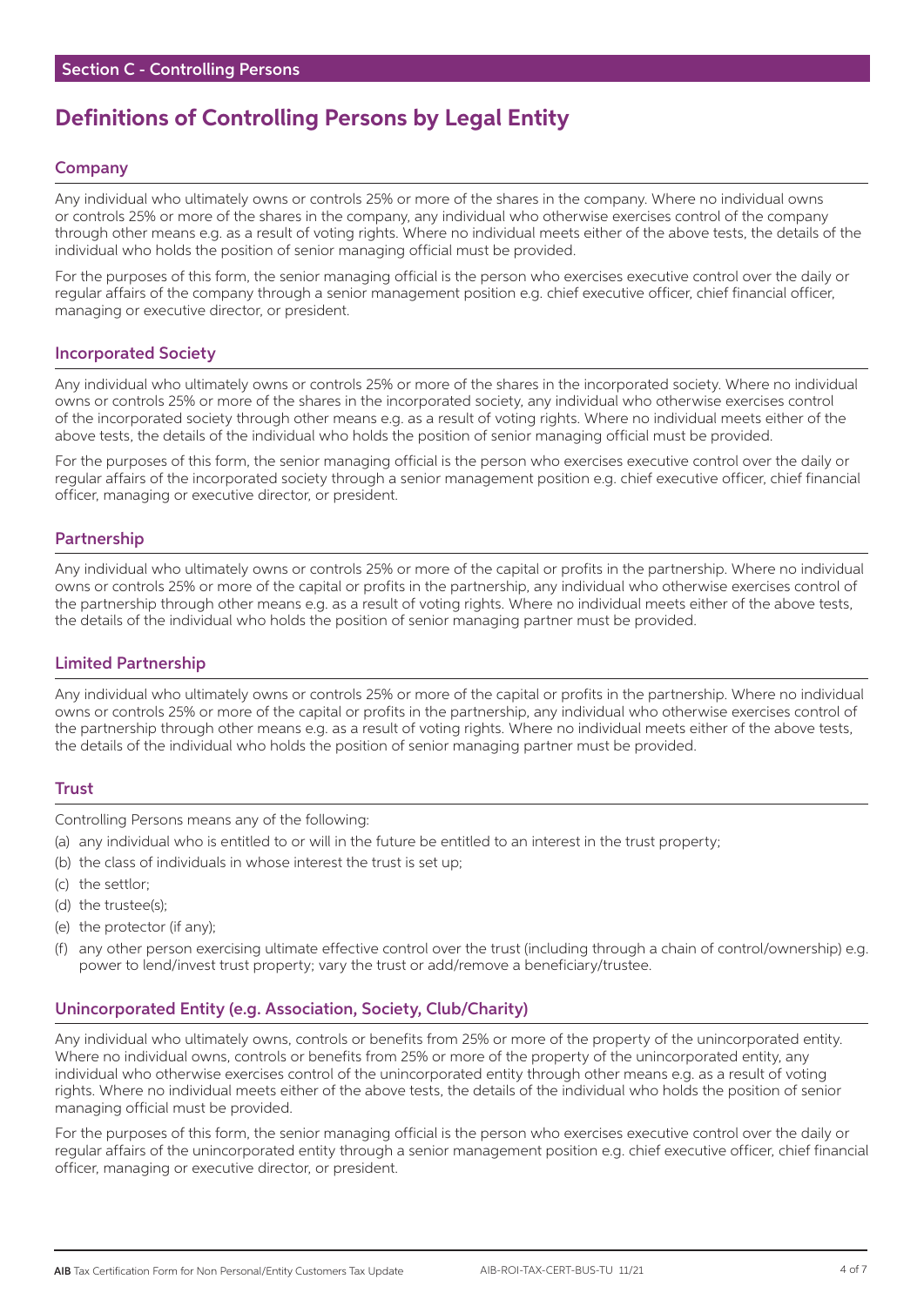## Section C - Controlling Persons

# Definitions of Controlling Persons by Legal Entity

### Company

Any individual who ultimately owns or controls 25% or more of the shares in the company. Where no individual owns or controls 25% or more of the shares in the company, any individual who otherwise exercises control of the company through other means e.g. as a result of voting rights. Where no individual meets either of the above tests, the details of the individual who holds the position of senior managing official must be provided.

For the purposes of this form, the senior managing official is the person who exercises executive control over the daily or regular affairs of the company through a senior management position e.g. chief executive officer, chief financial officer, managing or executive director, or president.

### Incorporated Society

Any individual who ultimately owns or controls 25% or more of the shares in the incorporated society. Where no individual owns or controls 25% or more of the shares in the incorporated society, any individual who otherwise exercises control of the incorporated society through other means e.g. as a result of voting rights. Where no individual meets either of the above tests, the details of the individual who holds the position of senior managing official must be provided.

For the purposes of this form, the senior managing official is the person who exercises executive control over the daily or regular affairs of the incorporated society through a senior management position e.g. chief executive officer, chief financial officer, managing or executive director, or president.

### Partnership

Any individual who ultimately owns or controls 25% or more of the capital or profits in the partnership. Where no individual owns or controls 25% or more of the capital or profits in the partnership, any individual who otherwise exercises control of the partnership through other means e.g. as a result of voting rights. Where no individual meets either of the above tests, the details of the individual who holds the position of senior managing partner must be provided.

### Limited Partnership

Any individual who ultimately owns or controls 25% or more of the capital or profits in the partnership. Where no individual owns or controls 25% or more of the capital or profits in the partnership, any individual who otherwise exercises control of the partnership through other means e.g. as a result of voting rights. Where no individual meets either of the above tests, the details of the individual who holds the position of senior managing partner must be provided.

### Trust

Controlling Persons means any of the following:

(a) any individual who is entitled to or will in the future be entitled to an interest in the trust property;

(b) the class of individuals in whose interest the trust is set up;

(c) the settlor;

(d) the trustee(s);

(e) the protector (if any);

(f) any other person exercising ultimate effective control over the trust (including through a chain of control/ownership) e.g. power to lend/invest trust property; vary the trust or add/remove a beneficiary/trustee.

### Unincorporated Entity (e.g. Association, Society, Club/Charity)

Any individual who ultimately owns, controls or benefits from 25% or more of the property of the unincorporated entity. Where no individual owns, controls or benefits from 25% or more of the property of the unincorporated entity, any individual who otherwise exercises control of the unincorporated entity through other means e.g. as a result of voting rights. Where no individual meets either of the above tests, the details of the individual who holds the position of senior managing official must be provided.

For the purposes of this form, the senior managing official is the person who exercises executive control over the daily or regular affairs of the unincorporated entity through a senior management position e.g. chief executive officer, chief financial officer, managing or executive director, or president.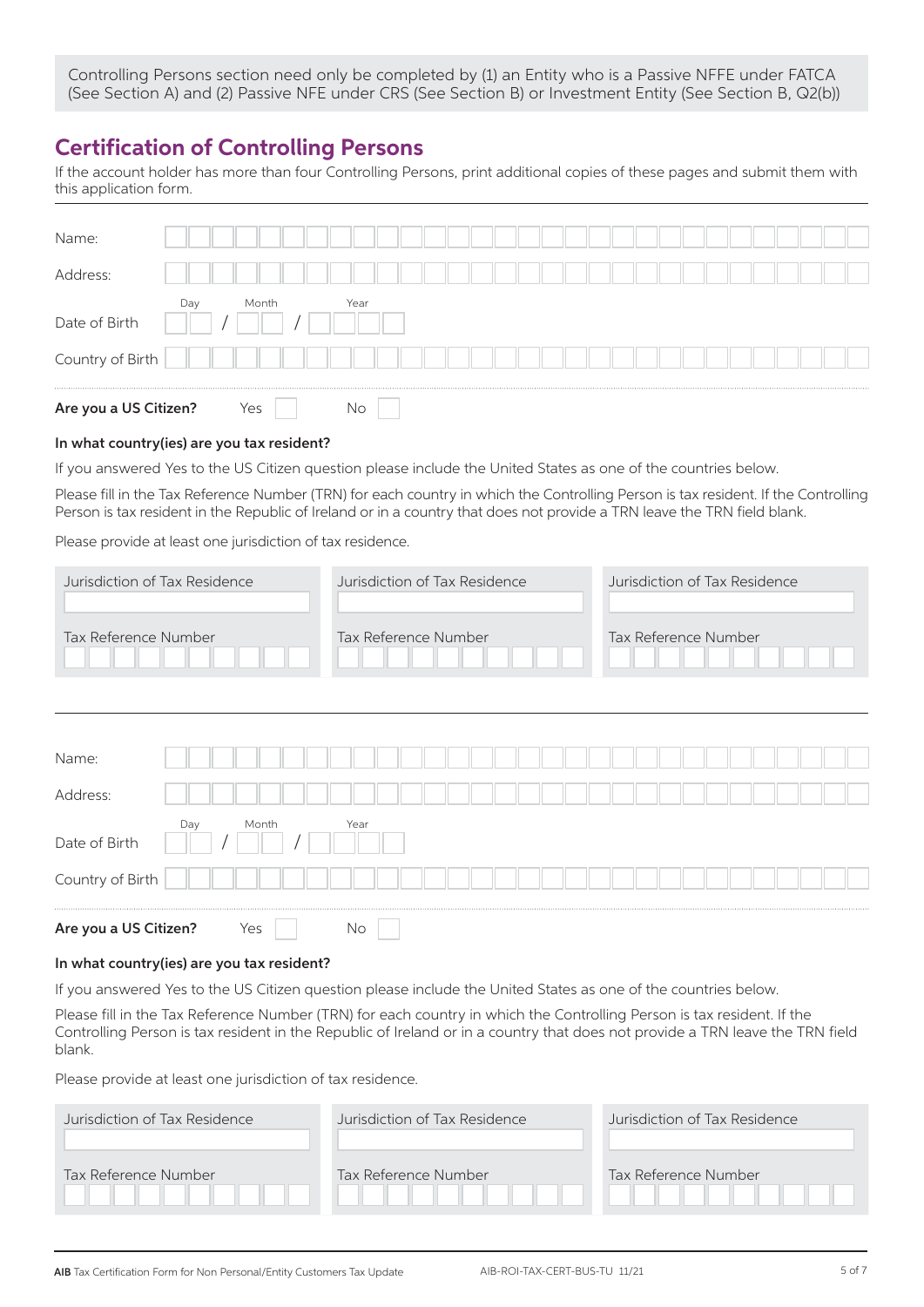Controlling Persons section need only be completed by (1) an Entity who is a Passive NFFE under FATCA (See Section A) and (2) Passive NFE under CRS (See Section B) or Investment Entity (See Section B, Q2(b))

## Certification of Controlling Persons

If the account holder has more than four Controlling Persons, print additional copies of these pages and submit them with this application form.

Name:

Address:

Date of Birth Day / Month / Year

Country of Birth

**Are you a US Citizen?** Yes ☐ No ☐

**In what country(ies) are you tax resident?**

If you answered Yes to the US Citizen question please include the United States as one of the countries below.

Please fill in the Tax Reference Number (TRN) for each country in which the Controlling Person is tax resident. If the Controlling Person is tax resident in the Republic of Ireland or in a country that does not provide a TRN leave the TRN field blank.

Please provide at least one jurisdiction of tax residence.

| Jurisdiction of Tax Residence | Jurisdiction of Tax Residence | Jurisdiction of Tax Residence |
|---|---|---|
| | | |
| Tax Reference Number | Tax Reference Number | Tax Reference Number |
| | | |

Name:

Address:

Date of Birth Day / Month / Year

Country of Birth

**Are you a US Citizen?** Yes ☐ No ☐

**In what country(ies) are you tax resident?**

If you answered Yes to the US Citizen question please include the United States as one of the countries below.

Please fill in the Tax Reference Number (TRN) for each country in which the Controlling Person is tax resident. If the Controlling Person is tax resident in the Republic of Ireland or in a country that does not provide a TRN leave the TRN field blank.

Please provide at least one jurisdiction of tax residence.

| Jurisdiction of Tax Residence | Jurisdiction of Tax Residence | Jurisdiction of Tax Residence |
|---|---|---|
| | | |
| Tax Reference Number | Tax Reference Number | Tax Reference Number |
| | | |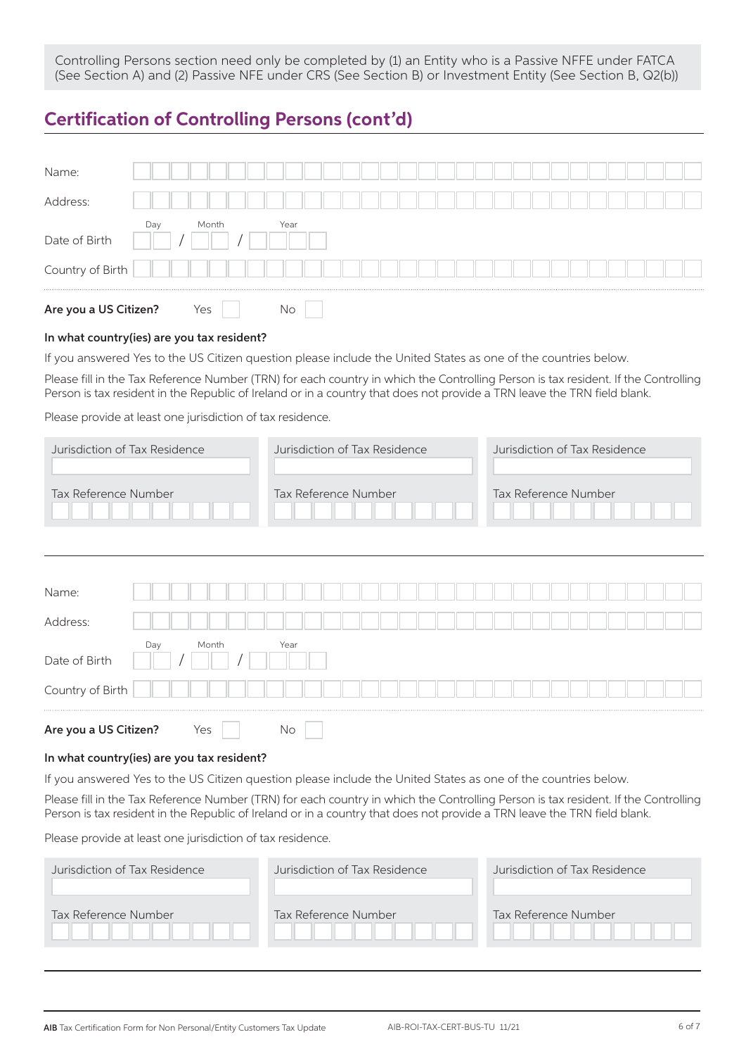Controlling Persons section need only be completed by (1) an Entity who is a Passive NFFE under FATCA (See Section A) and (2) Passive NFE under CRS (See Section B) or Investment Entity (See Section B, Q2(b))

## Certification of Controlling Persons (cont'd)

Name:

Address:

Date of Birth Day / Month / Year

Country of Birth

**Are you a US Citizen?** Yes ☐ No ☐

**In what country(ies) are you tax resident?**

If you answered Yes to the US Citizen question please include the United States as one of the countries below.

Please fill in the Tax Reference Number (TRN) for each country in which the Controlling Person is tax resident. If the Controlling Person is tax resident in the Republic of Ireland or in a country that does not provide a TRN leave the TRN field blank.

Please provide at least one jurisdiction of tax residence.

| Jurisdiction of Tax Residence | Jurisdiction of Tax Residence | Jurisdiction of Tax Residence |
|---|---|---|
| | | |
| Tax Reference Number | Tax Reference Number | Tax Reference Number |
| | | |

---

Name:

Address:

Date of Birth Day / Month / Year

Country of Birth

**Are you a US Citizen?** Yes ☐ No ☐

**In what country(ies) are you tax resident?**

If you answered Yes to the US Citizen question please include the United States as one of the countries below.

Please fill in the Tax Reference Number (TRN) for each country in which the Controlling Person is tax resident. If the Controlling Person is tax resident in the Republic of Ireland or in a country that does not provide a TRN leave the TRN field blank.

Please provide at least one jurisdiction of tax residence.

| Jurisdiction of Tax Residence | Jurisdiction of Tax Residence | Jurisdiction of Tax Residence |
|---|---|---|
| | | |
| Tax Reference Number | Tax Reference Number | Tax Reference Number |
| | | |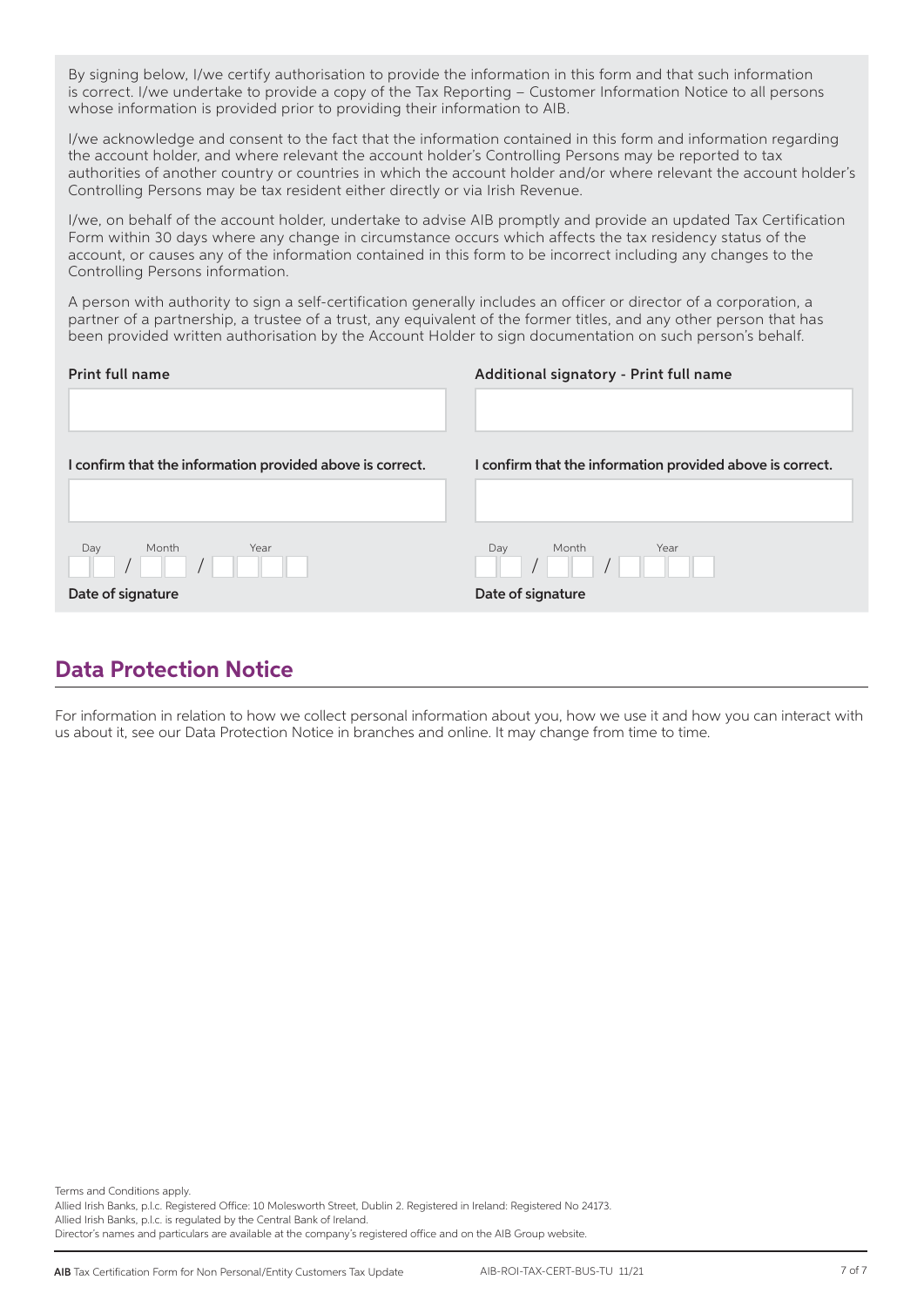By signing below, I/we certify authorisation to provide the information in this form and that such information is correct. I/we undertake to provide a copy of the Tax Reporting – Customer Information Notice to all persons whose information is provided prior to providing their information to AIB.

I/we acknowledge and consent to the fact that the information contained in this form and information regarding the account holder, and where relevant the account holder's Controlling Persons may be reported to tax authorities of another country or countries in which the account holder and/or where relevant the account holder's Controlling Persons may be tax resident either directly or via Irish Revenue.

I/we, on behalf of the account holder, undertake to advise AIB promptly and provide an updated Tax Certification Form within 30 days where any change in circumstance occurs which affects the tax residency status of the account, or causes any of the information contained in this form to be incorrect including any changes to the Controlling Persons information.

A person with authority to sign a self-certification generally includes an officer or director of a corporation, a partner of a partnership, a trustee of a trust, any equivalent of the former titles, and any other person that has been provided written authorisation by the Account Holder to sign documentation on such person's behalf.

**Print full name**

**I confirm that the information provided above is correct.**

Day / Month / Year

**Date of signature**

**Additional signatory - Print full name**

**I confirm that the information provided above is correct.**

Day / Month / Year

**Date of signature**

## Data Protection Notice

For information in relation to how we collect personal information about you, how we use it and how you can interact with us about it, see our Data Protection Notice in branches and online. It may change from time to time.

Terms and Conditions apply.
Allied Irish Banks, p.l.c. Registered Office: 10 Molesworth Street, Dublin 2. Registered in Ireland: Registered No 24173.
Allied Irish Banks, p.l.c. is regulated by the Central Bank of Ireland.
Director's names and particulars are available at the company's registered office and on the AIB Group website.